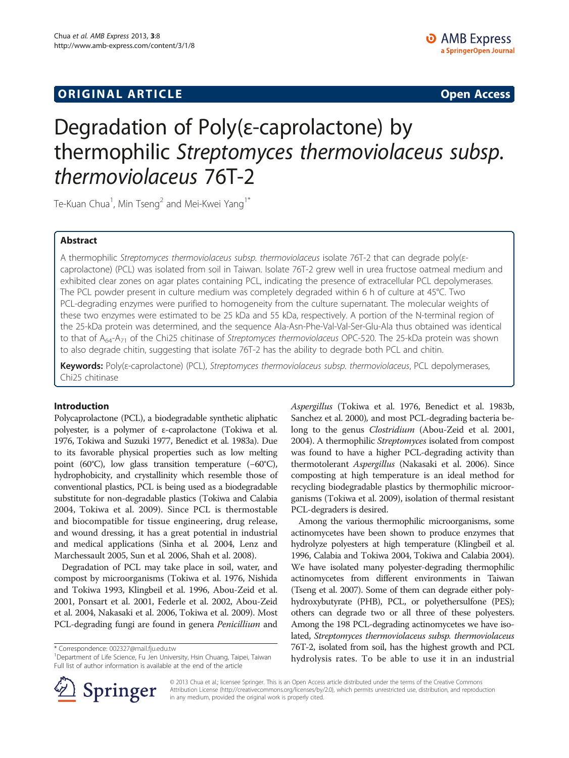## ORIGINAL ARTICLE

**Open Access**

# Degradation of Poly(ε-caprolactone) by thermophilic *Streptomyces thermoviolaceus subsp. thermoviolaceus* 76T-2

Te-Kuan Chua[1], Min Tseng[2] and Mei-Kwei Yang[1*]

## Abstract

A thermophilic *Streptomyces thermoviolaceus subsp. thermoviolaceus* isolate 76T-2 that can degrade poly(ε-caprolactone) (PCL) was isolated from soil in Taiwan. Isolate 76T-2 grew well in urea fructose oatmeal medium and exhibited clear zones on agar plates containing PCL, indicating the presence of extracellular PCL depolymerases. The PCL powder present in culture medium was completely degraded within 6 h of culture at 45°C. Two PCL-degrading enzymes were purified to homogeneity from the culture supernatant. The molecular weights of these two enzymes were estimated to be 25 kDa and 55 kDa, respectively. A portion of the N-terminal region of the 25-kDa protein was determined, and the sequence Ala-Asn-Phe-Val-Val-Ser-Glu-Ala thus obtained was identical to that of $A_{64}$-$A_{71}$ of the Chi25 chitinase of *Streptomyces thermoviolaceus* OPC-520. The 25-kDa protein was shown to also degrade chitin, suggesting that isolate 76T-2 has the ability to degrade both PCL and chitin.

**Keywords:** Poly(ε-caprolactone) (PCL), *Streptomyces thermoviolaceus subsp. thermoviolaceus*, PCL depolymerases, Chi25 chitinase

## Introduction

Polycaprolactone (PCL), a biodegradable synthetic aliphatic polyester, is a polymer of ε-caprolactone (Tokiwa et al. 1976, Tokiwa and Suzuki 1977, Benedict et al. 1983a). Due to its favorable physical properties such as low melting point (60°C), low glass transition temperature (−60°C), hydrophobicity, and crystallinity which resemble those of conventional plastics, PCL is being used as a biodegradable substitute for non-degradable plastics (Tokiwa and Calabia 2004, Tokiwa et al. 2009). Since PCL is thermostable and biocompatible for tissue engineering, drug release, and wound dressing, it has a great potential in industrial and medical applications (Sinha et al. 2004, Lenz and Marchessault 2005, Sun et al. 2006, Shah et al. 2008).

Degradation of PCL may take place in soil, water, and compost by microorganisms (Tokiwa et al. 1976, Nishida and Tokiwa 1993, Klingbeil et al. 1996, Abou-Zeid et al. 2001, Ponsart et al. 2001, Federle et al. 2002, Abou-Zeid et al. 2004, Nakasaki et al. 2006, Tokiwa et al. 2009). Most PCL-degrading fungi are found in genera *Penicillium* and *Aspergillus* (Tokiwa et al. 1976, Benedict et al. 1983b, Sanchez et al. 2000), and most PCL-degrading bacteria belong to the genus *Clostridium* (Abou-Zeid et al. 2001, 2004). A thermophilic *Streptomyces* isolated from compost was found to have a higher PCL-degrading activity than thermotolerant *Aspergillus* (Nakasaki et al. 2006). Since composting at high temperature is an ideal method for recycling biodegradable plastics by thermophilic microorganisms (Tokiwa et al. 2009), isolation of thermal resistant PCL-degraders is desired.

Among the various thermophilic microorganisms, some actinomycetes have been shown to produce enzymes that hydrolyze polyesters at high temperature (Klingbeil et al. 1996, Calabia and Tokiwa 2004, Tokiwa and Calabia 2004). We have isolated many polyester-degrading thermophilic actinomycetes from different environments in Taiwan (Tseng et al. 2007). Some of them can degrade either polyhydroxybutyrate (PHB), PCL, or polyethersulfone (PES); others can degrade two or all three of these polyesters. Among the 198 PCL-degrading actinomycetes we have isolated, *Streptomyces thermoviolaceus subsp. thermoviolaceus* 76T-2, isolated from soil, has the highest growth and PCL hydrolysis rates. To be able to use it in an industrial

\* Correspondence: 002327@mail.fju.edu.tw
[1]Department of Life Science, Fu Jen University, Hsin Chuang, Taipei, Taiwan
Full list of author information is available at the end of the article

© 2013 Chua et al.; licensee Springer. This is an Open Access article distributed under the terms of the Creative Commons Attribution License (http://creativecommons.org/licenses/by/2.0), which permits unrestricted use, distribution, and reproduction in any medium, provided the original work is properly cited.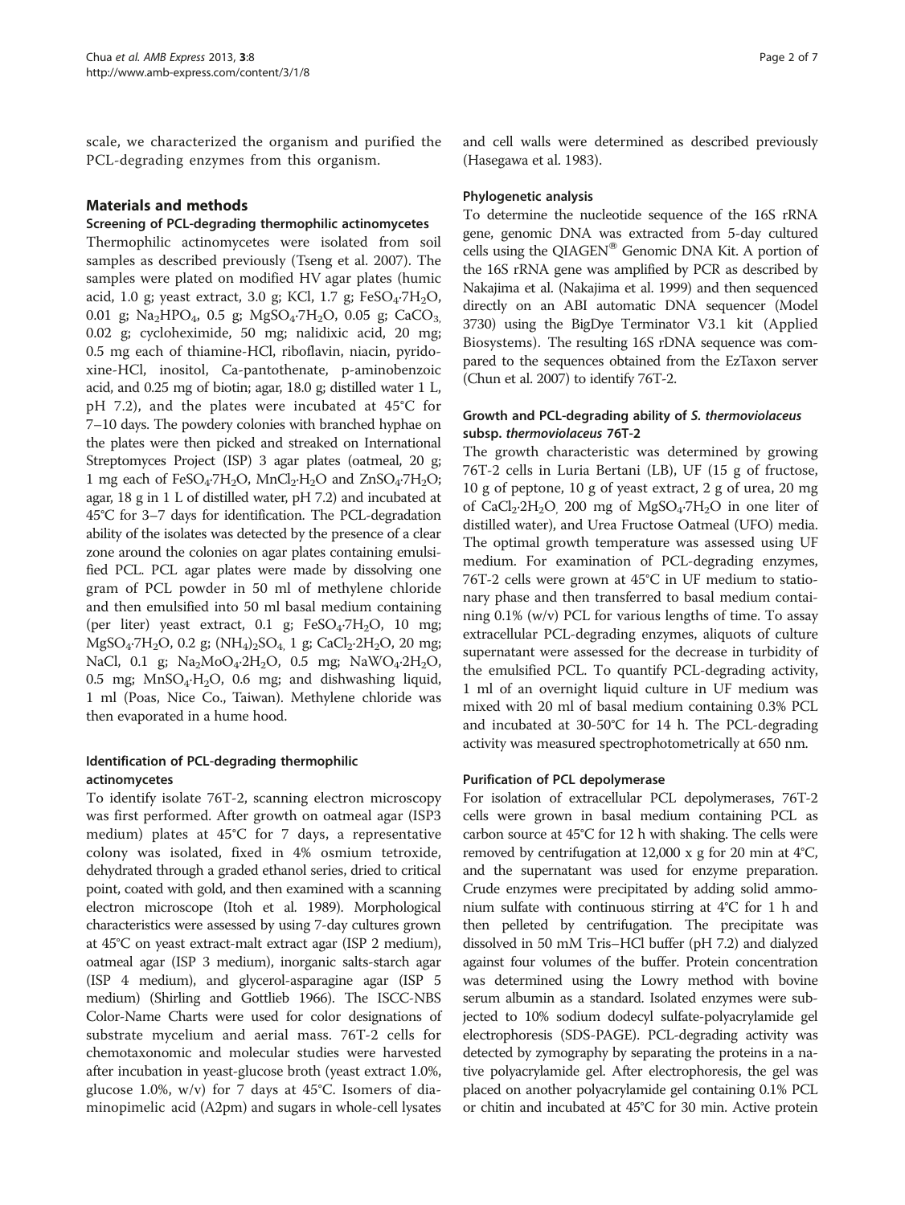scale, we characterized the organism and purified the PCL-degrading enzymes from this organism.

## Materials and methods

### Screening of PCL-degrading thermophilic actinomycetes

Thermophilic actinomycetes were isolated from soil samples as described previously (Tseng et al. 2007). The samples were plated on modified HV agar plates (humic acid, 1.0 g; yeast extract, 3.0 g; KCl, 1.7 g; $FeSO_4{\cdot}7H_2O$, 0.01 g; $Na_2HPO_4$, 0.5 g; $MgSO_4{\cdot}7H_2O$, 0.05 g; $CaCO_3$, 0.02 g; cycloheximide, 50 mg; nalidixic acid, 20 mg; 0.5 mg each of thiamine-HCl, riboflavin, niacin, pyridoxine-HCl, inositol, Ca-pantothenate, p-aminobenzoic acid, and 0.25 mg of biotin; agar, 18.0 g; distilled water 1 L, pH 7.2), and the plates were incubated at 45°C for 7–10 days. The powdery colonies with branched hyphae on the plates were then picked and streaked on International Streptomyces Project (ISP) 3 agar plates (oatmeal, 20 g; 1 mg each of $FeSO_4{\cdot}7H_2O$, $MnCl_2{\cdot}H_2O$ and $ZnSO_4{\cdot}7H_2O$; agar, 18 g in 1 L of distilled water, pH 7.2) and incubated at 45°C for 3–7 days for identification. The PCL-degradation ability of the isolates was detected by the presence of a clear zone around the colonies on agar plates containing emulsified PCL. PCL agar plates were made by dissolving one gram of PCL powder in 50 ml of methylene chloride and then emulsified into 50 ml basal medium containing (per liter) yeast extract, 0.1 g; $FeSO_4{\cdot}7H_2O$, 10 mg; $MgSO_4{\cdot}7H_2O$, 0.2 g; $(NH_4)_2SO_4$, 1 g; $CaCl_2{\cdot}2H_2O$, 20 mg; NaCl, 0.1 g; $Na_2MoO_4{\cdot}2H_2O$, 0.5 mg; $NaWO_4{\cdot}2H_2O$, 0.5 mg; $MnSO_4{\cdot}H_2O$, 0.6 mg; and dishwashing liquid, 1 ml (Poas, Nice Co., Taiwan). Methylene chloride was then evaporated in a hume hood.

### Identification of PCL-degrading thermophilic actinomycetes

To identify isolate 76T-2, scanning electron microscopy was first performed. After growth on oatmeal agar (ISP3 medium) plates at 45°C for 7 days, a representative colony was isolated, fixed in 4% osmium tetroxide, dehydrated through a graded ethanol series, dried to critical point, coated with gold, and then examined with a scanning electron microscope (Itoh et al. 1989). Morphological characteristics were assessed by using 7-day cultures grown at 45°C on yeast extract-malt extract agar (ISP 2 medium), oatmeal agar (ISP 3 medium), inorganic salts-starch agar (ISP 4 medium), and glycerol-asparagine agar (ISP 5 medium) (Shirling and Gottlieb 1966). The ISCC-NBS Color-Name Charts were used for color designations of substrate mycelium and aerial mass. 76T-2 cells for chemotaxonomic and molecular studies were harvested after incubation in yeast-glucose broth (yeast extract 1.0%, glucose 1.0%, w/v) for 7 days at 45°C. Isomers of diaminopimelic acid (A2pm) and sugars in whole-cell lysates and cell walls were determined as described previously (Hasegawa et al. 1983).

### Phylogenetic analysis

To determine the nucleotide sequence of the 16S rRNA gene, genomic DNA was extracted from 5-day cultured cells using the QIAGEN® Genomic DNA Kit. A portion of the 16S rRNA gene was amplified by PCR as described by Nakajima et al. (Nakajima et al. 1999) and then sequenced directly on an ABI automatic DNA sequencer (Model 3730) using the BigDye Terminator V3.1 kit (Applied Biosystems). The resulting 16S rDNA sequence was compared to the sequences obtained from the EzTaxon server (Chun et al. 2007) to identify 76T-2.

### Growth and PCL-degrading ability of *S. thermoviolaceus* subsp. *thermoviolaceus* 76T-2

The growth characteristic was determined by growing 76T-2 cells in Luria Bertani (LB), UF (15 g of fructose, 10 g of peptone, 10 g of yeast extract, 2 g of urea, 20 mg of $CaCl_2{\cdot}2H_2O$, 200 mg of $MgSO_4{\cdot}7H_2O$ in one liter of distilled water), and Urea Fructose Oatmeal (UFO) media. The optimal growth temperature was assessed using UF medium. For examination of PCL-degrading enzymes, 76T-2 cells were grown at 45°C in UF medium to stationary phase and then transferred to basal medium containing 0.1% (w/v) PCL for various lengths of time. To assay extracellular PCL-degrading enzymes, aliquots of culture supernatant were assessed for the decrease in turbidity of the emulsified PCL. To quantify PCL-degrading activity, 1 ml of an overnight liquid culture in UF medium was mixed with 20 ml of basal medium containing 0.3% PCL and incubated at 30-50°C for 14 h. The PCL-degrading activity was measured spectrophotometrically at 650 nm.

### Purification of PCL depolymerase

For isolation of extracellular PCL depolymerases, 76T-2 cells were grown in basal medium containing PCL as carbon source at 45°C for 12 h with shaking. The cells were removed by centrifugation at 12,000 x g for 20 min at 4°C, and the supernatant was used for enzyme preparation. Crude enzymes were precipitated by adding solid ammonium sulfate with continuous stirring at 4°C for 1 h and then pelleted by centrifugation. The precipitate was dissolved in 50 mM Tris–HCl buffer (pH 7.2) and dialyzed against four volumes of the buffer. Protein concentration was determined using the Lowry method with bovine serum albumin as a standard. Isolated enzymes were subjected to 10% sodium dodecyl sulfate-polyacrylamide gel electrophoresis (SDS-PAGE). PCL-degrading activity was detected by zymography by separating the proteins in a native polyacrylamide gel. After electrophoresis, the gel was placed on another polyacrylamide gel containing 0.1% PCL or chitin and incubated at 45°C for 30 min. Active protein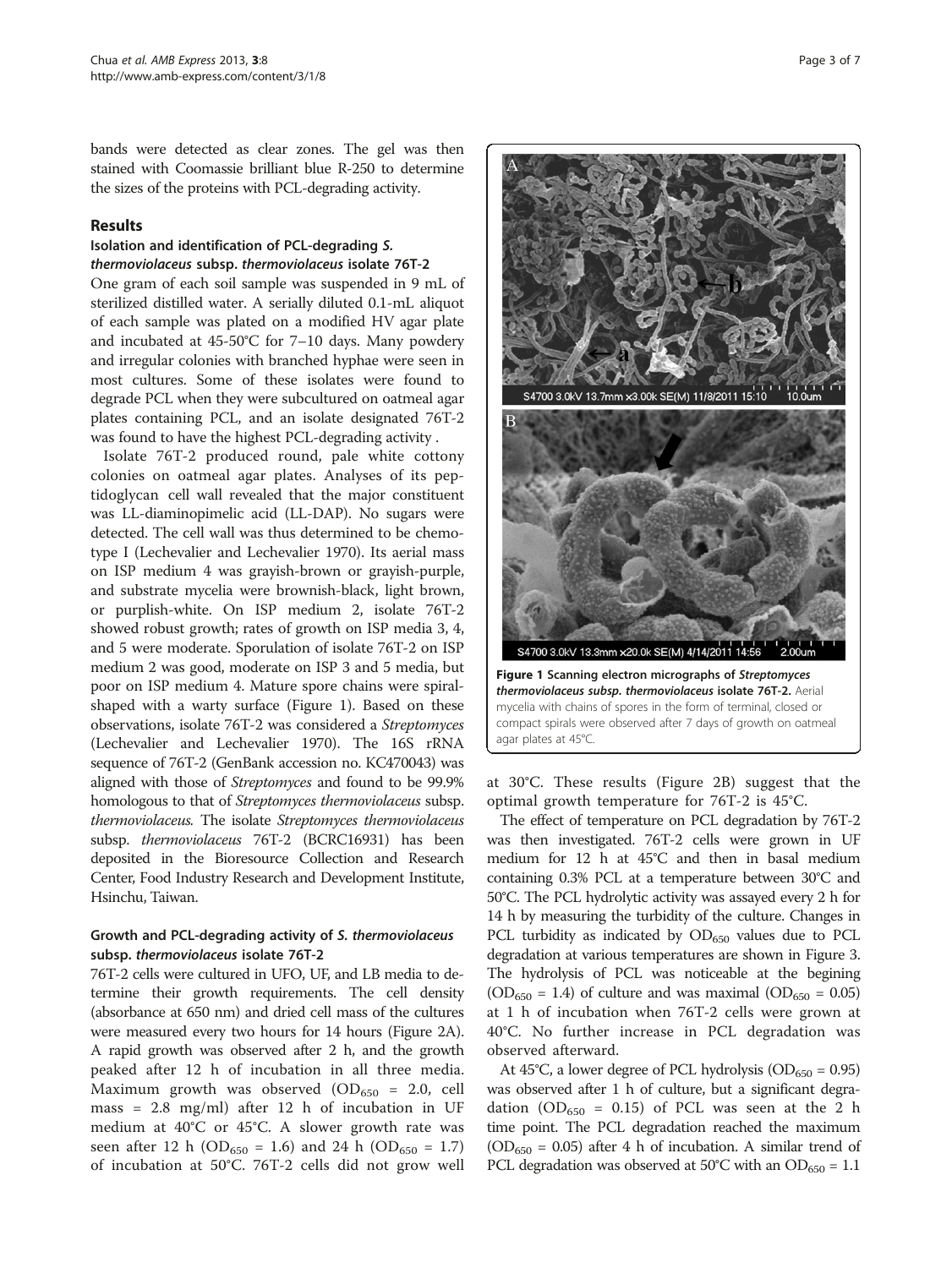bands were detected as clear zones. The gel was then stained with Coomassie brilliant blue R-250 to determine the sizes of the proteins with PCL-degrading activity.

## Results

### Isolation and identification of PCL-degrading *S. thermoviolaceus* subsp. *thermoviolaceus* isolate 76T-2

One gram of each soil sample was suspended in 9 mL of sterilized distilled water. A serially diluted 0.1-mL aliquot of each sample was plated on a modified HV agar plate and incubated at 45-50°C for 7–10 days. Many powdery and irregular colonies with branched hyphae were seen in most cultures. Some of these isolates were found to degrade PCL when they were subcultured on oatmeal agar plates containing PCL, and an isolate designated 76T-2 was found to have the highest PCL-degrading activity .

Isolate 76T-2 produced round, pale white cottony colonies on oatmeal agar plates. Analyses of its peptidoglycan cell wall revealed that the major constituent was LL-diaminopimelic acid (LL-DAP). No sugars were detected. The cell wall was thus determined to be chemotype I (Lechevalier and Lechevalier 1970). Its aerial mass on ISP medium 4 was grayish-brown or grayish-purple, and substrate mycelia were brownish-black, light brown, or purplish-white. On ISP medium 2, isolate 76T-2 showed robust growth; rates of growth on ISP media 3, 4, and 5 were moderate. Sporulation of isolate 76T-2 on ISP medium 2 was good, moderate on ISP 3 and 5 media, but poor on ISP medium 4. Mature spore chains were spiral-shaped with a warty surface (Figure 1). Based on these observations, isolate 76T-2 was considered a *Streptomyces* (Lechevalier and Lechevalier 1970). The 16S rRNA sequence of 76T-2 (GenBank accession no. KC470043) was aligned with those of *Streptomyces* and found to be 99.9% homologous to that of *Streptomyces thermoviolaceus* subsp. *thermoviolaceus*. The isolate *Streptomyces thermoviolaceus* subsp. *thermoviolaceus* 76T-2 (BCRC16931) has been deposited in the Bioresource Collection and Research Center, Food Industry Research and Development Institute, Hsinchu, Taiwan.

**Figure 1 Scanning electron micrographs of *Streptomyces thermoviolaceus* subsp. *thermoviolaceus* isolate 76T-2.** Aerial mycelia with chains of spores in the form of terminal, closed or compact spirals were observed after 7 days of growth on oatmeal agar plates at 45°C.

### Growth and PCL-degrading activity of *S. thermoviolaceus* subsp. *thermoviolaceus* isolate 76T-2

76T-2 cells were cultured in UFO, UF, and LB media to determine their growth requirements. The cell density (absorbance at 650 nm) and dried cell mass of the cultures were measured every two hours for 14 hours (Figure 2A). A rapid growth was observed after 2 h, and the growth peaked after 12 h of incubation in all three media. Maximum growth was observed ($OD_{650}$ = 2.0, cell mass = 2.8 mg/ml) after 12 h of incubation in UF medium at 40°C or 45°C. A slower growth rate was seen after 12 h ($OD_{650}$ = 1.6) and 24 h ($OD_{650}$ = 1.7) of incubation at 50°C. 76T-2 cells did not grow well at 30°C. These results (Figure 2B) suggest that the optimal growth temperature for 76T-2 is 45°C.

The effect of temperature on PCL degradation by 76T-2 was then investigated. 76T-2 cells were grown in UF medium for 12 h at 45°C and then in basal medium containing 0.3% PCL at a temperature between 30°C and 50°C. The PCL hydrolytic activity was assayed every 2 h for 14 h by measuring the turbidity of the culture. Changes in PCL turbidity as indicated by $OD_{650}$ values due to PCL degradation at various temperatures are shown in Figure 3. The hydrolysis of PCL was noticeable at the begining ($OD_{650}$ = 1.4) of culture and was maximal ($OD_{650}$ = 0.05) at 1 h of incubation when 76T-2 cells were grown at 40°C. No further increase in PCL degradation was observed afterward.

At 45°C, a lower degree of PCL hydrolysis ($OD_{650}$ = 0.95) was observed after 1 h of culture, but a significant degradation ($OD_{650}$ = 0.15) of PCL was seen at the 2 h time point. The PCL degradation reached the maximum ($OD_{650}$ = 0.05) after 4 h of incubation. A similar trend of PCL degradation was observed at 50°C with an $OD_{650}$ = 1.1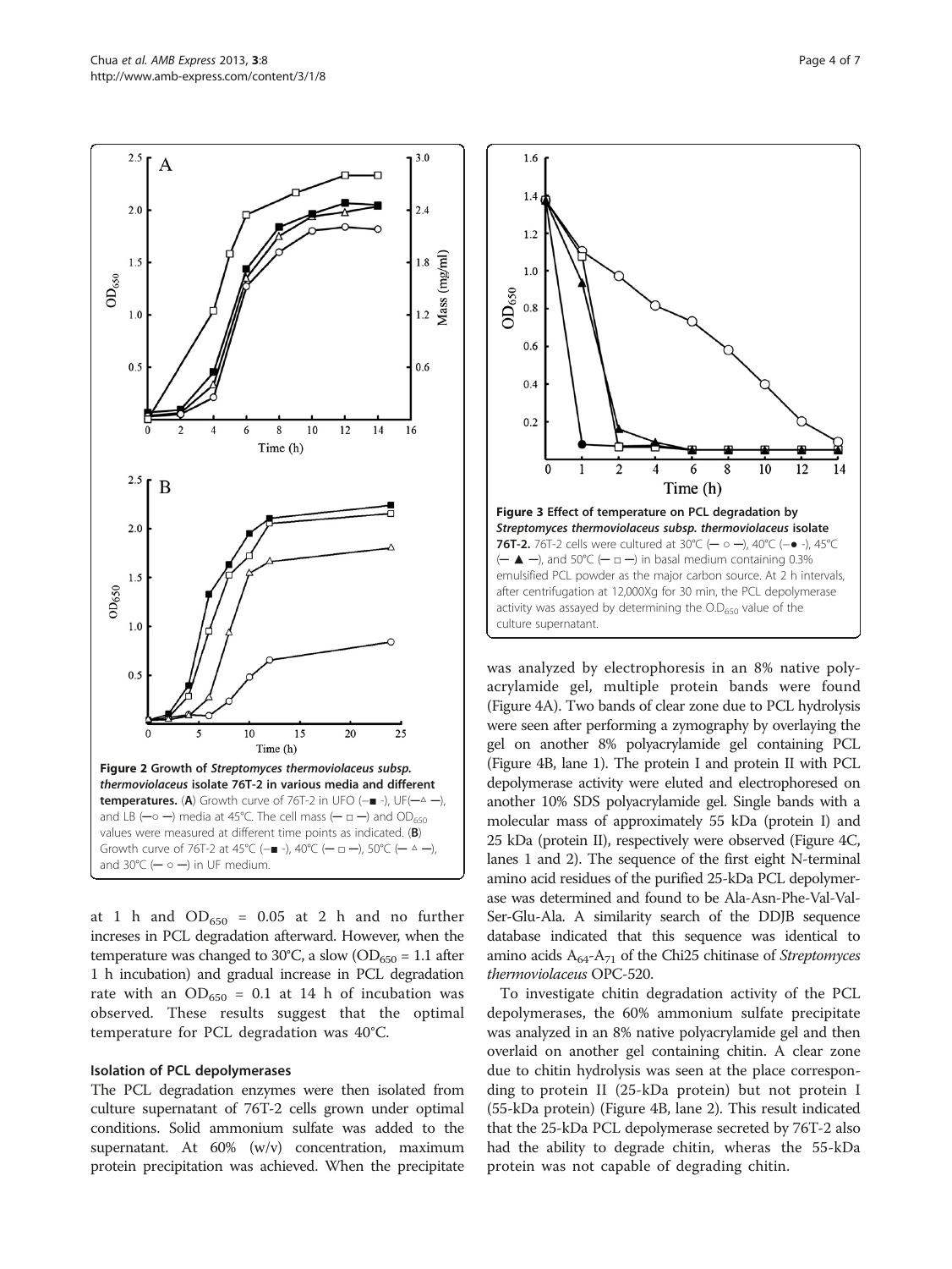Figure 2 Growth of *Streptomyces thermoviolaceus subsp. thermoviolaceus* isolate 76T-2 in various media and different temperatures. (A) Growth curve of 76T-2 in UFO (–■ -), UF(—△ —), and LB (—○ —) media at 45°C. The cell mass (— □ —) and $OD_{650}$ values were measured at different time points as indicated. (B) Growth curve of 76T-2 at 45°C (–■ -), 40°C (— □ —), 50°C (— △ —), and 30°C (— ○ —) in UF medium.

Figure 3 Effect of temperature on PCL degradation by *Streptomyces thermoviolaceus subsp. thermoviolaceus* isolate 76T-2. 76T-2 cells were cultured at 30°C (— ○ —), 40°C (–● -), 45°C (— ▲ —), and 50°C (— □ —) in basal medium containing 0.3% emulsified PCL powder as the major carbon source. At 2 h intervals, after centrifugation at 12,000Xg for 30 min, the PCL depolymerase activity was assayed by determining the $O.D_{650}$ value of the culture supernatant.

at 1 h and $OD_{650}$ = 0.05 at 2 h and no further increses in PCL degradation afterward. However, when the temperature was changed to 30°C, a slow ($OD_{650}$ = 1.1 after 1 h incubation) and gradual increase in PCL degradation rate with an $OD_{650}$ = 0.1 at 14 h of incubation was observed. These results suggest that the optimal temperature for PCL degradation was 40°C.

### Isolation of PCL depolymerases

The PCL degradation enzymes were then isolated from culture supernatant of 76T-2 cells grown under optimal conditions. Solid ammonium sulfate was added to the supernatant. At 60% (w/v) concentration, maximum protein precipitation was achieved. When the precipitate was analyzed by electrophoresis in an 8% native polyacrylamide gel, multiple protein bands were found (Figure 4A). Two bands of clear zone due to PCL hydrolysis were seen after performing a zymography by overlaying the gel on another 8% polyacrylamide gel containing PCL (Figure 4B, lane 1). The protein I and protein II with PCL depolymerase activity were eluted and electrophoresed on another 10% SDS polyacrylamide gel. Single bands with a molecular mass of approximately 55 kDa (protein I) and 25 kDa (protein II), respectively were observed (Figure 4C, lanes 1 and 2). The sequence of the first eight N-terminal amino acid residues of the purified 25-kDa PCL depolymerase was determined and found to be Ala-Asn-Phe-Val-Val-Ser-Glu-Ala. A similarity search of the DDJB sequence database indicated that this sequence was identical to amino acids $A_{64}$-$A_{71}$ of the Chi25 chitinase of *Streptomyces thermoviolaceus* OPC-520.

To investigate chitin degradation activity of the PCL depolymerases, the 60% ammonium sulfate precipitate was analyzed in an 8% native polyacrylamide gel and then overlaid on another gel containing chitin. A clear zone due to chitin hydrolysis was seen at the place corresponding to protein II (25-kDa protein) but not protein I (55-kDa protein) (Figure 4B, lane 2). This result indicated that the 25-kDa PCL depolymerase secreted by 76T-2 also had the ability to degrade chitin, wheras the 55-kDa protein was not capable of degrading chitin.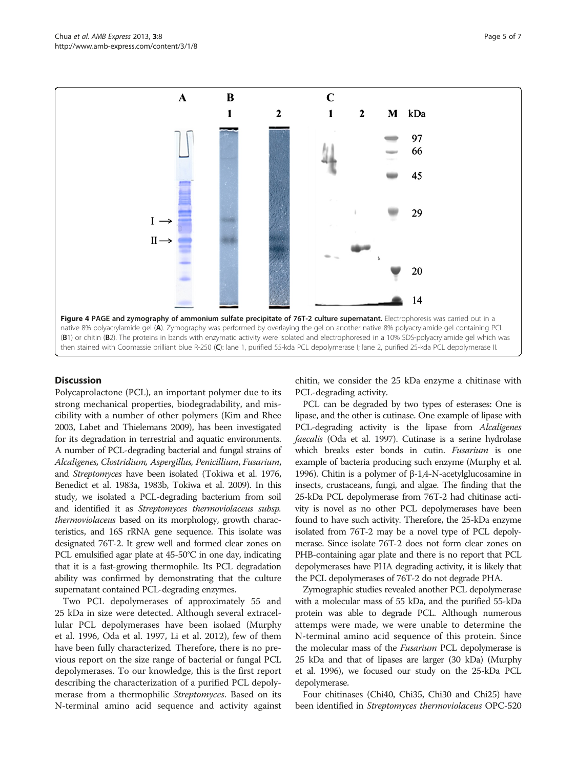**Figure 4 PAGE and zymography of ammonium sulfate precipitate of 76T-2 culture supernatant.** Electrophoresis was carried out in a native 8% polyacrylamide gel (**A**). Zymography was performed by overlaying the gel on another native 8% polyacrylamide gel containing PCL (**B**1) or chitin (**B**2). The proteins in bands with enzymatic activity were isolated and electrophoresed in a 10% SDS-polyacrylamide gel which was then stained with Coomassie brilliant blue R-250 (**C**): lane 1, purified 55-kda PCL depolymerase I; lane 2, purified 25-kda PCL depolymerase II.

## Discussion

Polycaprolactone (PCL), an important polymer due to its strong mechanical properties, biodegradability, and miscibility with a number of other polymers (Kim and Rhee 2003, Labet and Thielemans 2009), has been investigated for its degradation in terrestrial and aquatic environments. A number of PCL-degrading bacterial and fungal strains of *Alcaligenes, Clostridium, Aspergillus, Penicillium, Fusarium*, and *Streptomyces* have been isolated (Tokiwa et al. 1976, Benedict et al. 1983a, 1983b, Tokiwa et al. 2009). In this study, we isolated a PCL-degrading bacterium from soil and identified it as *Streptomyces thermoviolaceus subsp. thermoviolaceus* based on its morphology, growth characteristics, and 16S rRNA gene sequence. This isolate was designated 76T-2. It grew well and formed clear zones on PCL emulsified agar plate at 45-50°C in one day, indicating that it is a fast-growing thermophile. Its PCL degradation ability was confirmed by demonstrating that the culture supernatant contained PCL-degrading enzymes.

Two PCL depolymerases of approximately 55 and 25 kDa in size were detected. Although several extracellular PCL depolymerases have been isolaed (Murphy et al. 1996, Oda et al. 1997, Li et al. 2012), few of them have been fully characterized. Therefore, there is no previous report on the size range of bacterial or fungal PCL depolymerases. To our knowledge, this is the first report describing the characterization of a purified PCL depolymerase from a thermophilic *Streptomyces*. Based on its N-terminal amino acid sequence and activity against chitin, we consider the 25 kDa enzyme a chitinase with PCL-degrading activity.

PCL can be degraded by two types of esterases: One is lipase, and the other is cutinase. One example of lipase with PCL-degrading activity is the lipase from *Alcaligenes faecalis* (Oda et al. 1997). Cutinase is a serine hydrolase which breaks ester bonds in cutin. *Fusarium* is one example of bacteria producing such enzyme (Murphy et al. 1996). Chitin is a polymer of β-1,4-N-acetylglucosamine in insects, crustaceans, fungi, and algae. The finding that the 25-kDa PCL depolymerase from 76T-2 had chitinase activity is novel as no other PCL depolymerases have been found to have such activity. Therefore, the 25-kDa enzyme isolated from 76T-2 may be a novel type of PCL depolymerase. Since isolate 76T-2 does not form clear zones on PHB-containing agar plate and there is no report that PCL depolymerases have PHA degrading activity, it is likely that the PCL depolymerases of 76T-2 do not degrade PHA.

Zymographic studies revealed another PCL depolymerase with a molecular mass of 55 kDa, and the purified 55-kDa protein was able to degrade PCL. Although numerous attemps were made, we were unable to determine the N-terminal amino acid sequence of this protein. Since the molecular mass of the *Fusarium* PCL depolymerase is 25 kDa and that of lipases are larger (30 kDa) (Murphy et al. 1996), we focused our study on the 25-kDa PCL depolymerase.

Four chitinases (Chi40, Chi35, Chi30 and Chi25) have been identified in *Streptomyces thermoviolaceus* OPC-520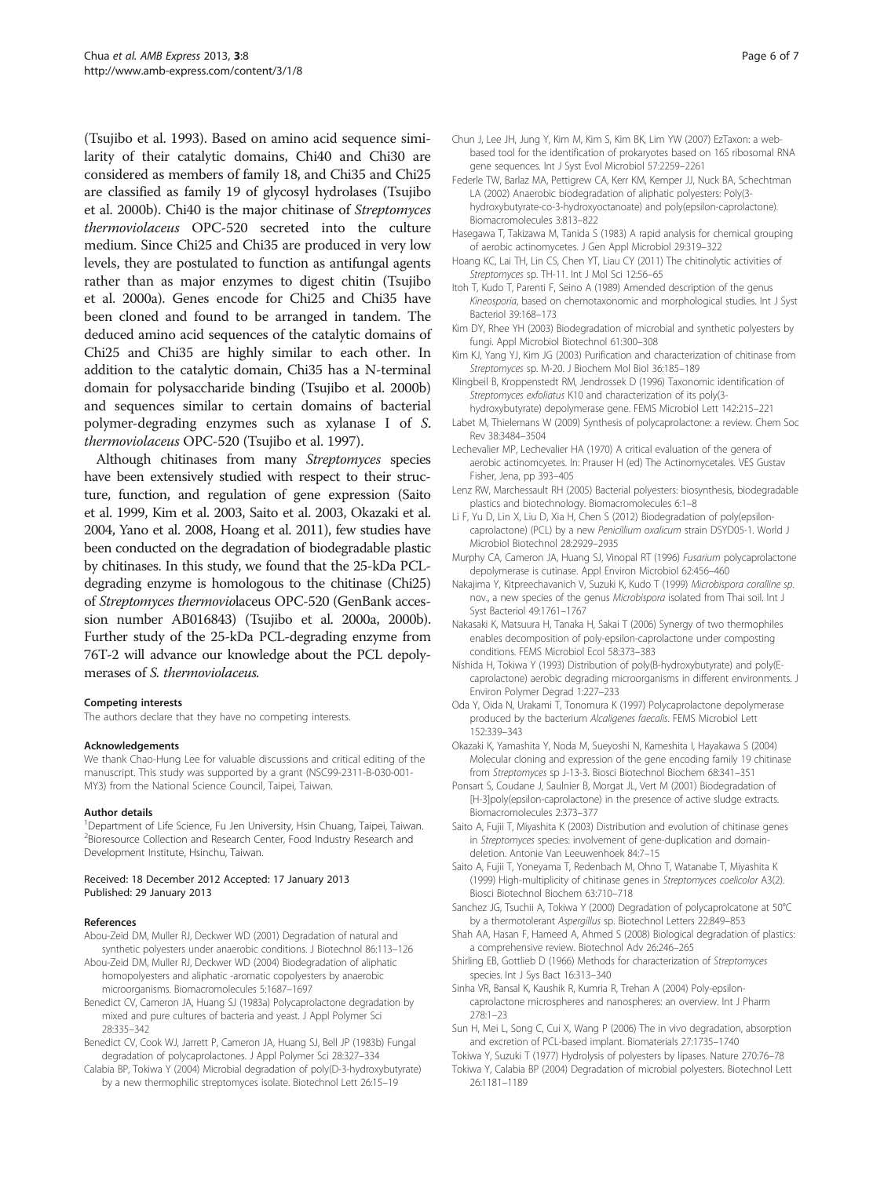(Tsujibo et al. 1993). Based on amino acid sequence similarity of their catalytic domains, Chi40 and Chi30 are considered as members of family 18, and Chi35 and Chi25 are classified as family 19 of glycosyl hydrolases (Tsujibo et al. 2000b). Chi40 is the major chitinase of *Streptomyces thermoviolaceus* OPC-520 secreted into the culture medium. Since Chi25 and Chi35 are produced in very low levels, they are postulated to function as antifungal agents rather than as major enzymes to digest chitin (Tsujibo et al. 2000a). Genes encode for Chi25 and Chi35 have been cloned and found to be arranged in tandem. The deduced amino acid sequences of the catalytic domains of Chi25 and Chi35 are highly similar to each other. In addition to the catalytic domain, Chi35 has a N-terminal domain for polysaccharide binding (Tsujibo et al. 2000b) and sequences similar to certain domains of bacterial polymer-degrading enzymes such as xylanase I of *S. thermoviolaceus* OPC-520 (Tsujibo et al. 1997).

Although chitinases from many *Streptomyces* species have been extensively studied with respect to their structure, function, and regulation of gene expression (Saito et al. 1999, Kim et al. 2003, Saito et al. 2003, Okazaki et al. 2004, Yano et al. 2008, Hoang et al. 2011), few studies have been conducted on the degradation of biodegradable plastic by chitinases. In this study, we found that the 25-kDa PCL-degrading enzyme is homologous to the chitinase (Chi25) of *Streptomyces thermovio*laceus OPC-520 (GenBank accession number AB016843) (Tsujibo et al. 2000a, 2000b). Further study of the 25-kDa PCL-degrading enzyme from 76T-2 will advance our knowledge about the PCL depolymerases of *S. thermoviolaceus*.

#### Competing interests
The authors declare that they have no competing interests.

#### Acknowledgements
We thank Chao-Hung Lee for valuable discussions and critical editing of the manuscript. This study was supported by a grant (NSC99-2311-B-030-001-MY3) from the National Science Council, Taipei, Taiwan.

#### Author details
[1]Department of Life Science, Fu Jen University, Hsin Chuang, Taipei, Taiwan. [2]Bioresource Collection and Research Center, Food Industry Research and Development Institute, Hsinchu, Taiwan.

Received: 18 December 2012 Accepted: 17 January 2013
Published: 29 January 2013

#### References
- Abou-Zeid DM, Muller RJ, Deckwer WD (2001) Degradation of natural and synthetic polyesters under anaerobic conditions. J Biotechnol 86:113–126
- Abou-Zeid DM, Muller RJ, Deckwer WD (2004) Biodegradation of aliphatic homopolyesters and aliphatic -aromatic copolyesters by anaerobic microorganisms. Biomacromolecules 5:1687–1697
- Benedict CV, Cameron JA, Huang SJ (1983a) Polycaprolactone degradation by mixed and pure cultures of bacteria and yeast. J Appl Polymer Sci 28:335–342
- Benedict CV, Cook WJ, Jarrett P, Cameron JA, Huang SJ, Bell JP (1983b) Fungal degradation of polycaprolactones. J Appl Polymer Sci 28:327–334
- Calabia BP, Tokiwa Y (2004) Microbial degradation of poly(D-3-hydroxybutyrate) by a new thermophilic streptomyces isolate. Biotechnol Lett 26:15–19
- Chun J, Lee JH, Jung Y, Kim M, Kim S, Kim BK, Lim YW (2007) EzTaxon: a web-based tool for the identification of prokaryotes based on 16S ribosomal RNA gene sequences. Int J Syst Evol Microbiol 57:2259–2261
- Federle TW, Barlaz MA, Pettigrew CA, Kerr KM, Kemper JJ, Nuck BA, Schechtman LA (2002) Anaerobic biodegradation of aliphatic polyesters: Poly(3-hydroxybutyrate-co-3-hydroxyoctanoate) and poly(epsilon-caprolactone). Biomacromolecules 3:813–822
- Hasegawa T, Takizawa M, Tanida S (1983) A rapid analysis for chemical grouping of aerobic actinomycetes. J Gen Appl Microbiol 29:319–322
- Hoang KC, Lai TH, Lin CS, Chen YT, Liau CY (2011) The chitinolytic activities of *Streptomyces* sp. TH-11. Int J Mol Sci 12:56–65
- Itoh T, Kudo T, Parenti F, Seino A (1989) Amended description of the genus *Kineosporia*, based on chemotaxonomic and morphological studies. Int J Syst Bacteriol 39:168–173
- Kim DY, Rhee YH (2003) Biodegradation of microbial and synthetic polyesters by fungi. Appl Microbiol Biotechnol 61:300–308
- Kim KJ, Yang YJ, Kim JG (2003) Purification and characterization of chitinase from *Streptomyces* sp. M-20. J Biochem Mol Biol 36:185–189
- Klingbeil B, Kroppenstedt RM, Jendrossek D (1996) Taxonomic identification of *Streptomyces exfoliatus* K10 and characterization of its poly(3-hydroxybutyrate) depolymerase gene. FEMS Microbiol Lett 142:215–221
- Labet M, Thielemans W (2009) Synthesis of polycaprolactone: a review. Chem Soc Rev 38:3484–3504
- Lechevalier MP, Lechevalier HA (1970) A critical evaluation of the genera of aerobic actinomcyetes. In: Prauser H (ed) The Actinomycetales. VES Gustav Fisher, Jena, pp 393–405
- Lenz RW, Marchessault RH (2005) Bacterial polyesters: biosynthesis, biodegradable plastics and biotechnology. Biomacromolecules 6:1–8
- Li F, Yu D, Lin X, Liu D, Xia H, Chen S (2012) Biodegradation of poly(epsilon-caprolactone) (PCL) by a new *Penicillium oxalicum* strain DSYD05-1. World J Microbiol Biotechnol 28:2929–2935
- Murphy CA, Cameron JA, Huang SJ, Vinopal RT (1996) *Fusarium* polycaprolactone depolymerase is cutinase. Appl Environ Microbiol 62:456–460
- Nakajima Y, Kitpreechavanich V, Suzuki K, Kudo T (1999) *Microbispora coralline sp.* nov., a new species of the genus *Microbispora* isolated from Thai soil. Int J Syst Bacteriol 49:1761–1767
- Nakasaki K, Matsuura H, Tanaka H, Sakai T (2006) Synergy of two thermophiles enables decomposition of poly-epsilon-caprolactone under composting conditions. FEMS Microbiol Ecol 58:373–383
- Nishida H, Tokiwa Y (1993) Distribution of poly(B-hydroxybutyrate) and poly(E-caprolactone) aerobic degrading microorganisms in different environments. J Environ Polymer Degrad 1:227–233
- Oda Y, Oida N, Urakami T, Tonomura K (1997) Polycaprolactone depolymerase produced by the bacterium *Alcaligenes faecalis*. FEMS Microbiol Lett 152:339–343
- Okazaki K, Yamashita Y, Noda M, Sueyoshi N, Kameshita I, Hayakawa S (2004) Molecular cloning and expression of the gene encoding family 19 chitinase from *Streptomyces* sp J-13-3. Biosci Biotechnol Biochem 68:341–351
- Ponsart S, Coudane J, Saulnier B, Morgat JL, Vert M (2001) Biodegradation of [H-3]poly(epsilon-caprolactone) in the presence of active sludge extracts. Biomacromolecules 2:373–377
- Saito A, Fujii T, Miyashita K (2003) Distribution and evolution of chitinase genes in *Streptomyces* species: involvement of gene-duplication and domain-deletion. Antonie Van Leeuwenhoek 84:7–15
- Saito A, Fujii T, Yoneyama T, Redenbach M, Ohno T, Watanabe T, Miyashita K (1999) High-multiplicity of chitinase genes in *Streptomyces coelicolor* A3(2). Biosci Biotechnol Biochem 63:710–718
- Sanchez JG, Tsuchii A, Tokiwa Y (2000) Degradation of polycaprolcatone at 50°C by a thermotolerant *Aspergillus* sp. Biotechnol Letters 22:849–853
- Shah AA, Hasan F, Hameed A, Ahmed S (2008) Biological degradation of plastics: a comprehensive review. Biotechnol Adv 26:246–265
- Shirling EB, Gottlieb D (1966) Methods for characterization of *Streptomyces* species. Int J Sys Bact 16:313–340
- Sinha VR, Bansal K, Kaushik R, Kumria R, Trehan A (2004) Poly-epsilon-caprolactone microspheres and nanospheres: an overview. Int J Pharm 278:1–23
- Sun H, Mei L, Song C, Cui X, Wang P (2006) The in vivo degradation, absorption and excretion of PCL-based implant. Biomaterials 27:1735–1740
- Tokiwa Y, Suzuki T (1977) Hydrolysis of polyesters by lipases. Nature 270:76–78
- Tokiwa Y, Calabia BP (2004) Degradation of microbial polyesters. Biotechnol Lett 26:1181–1189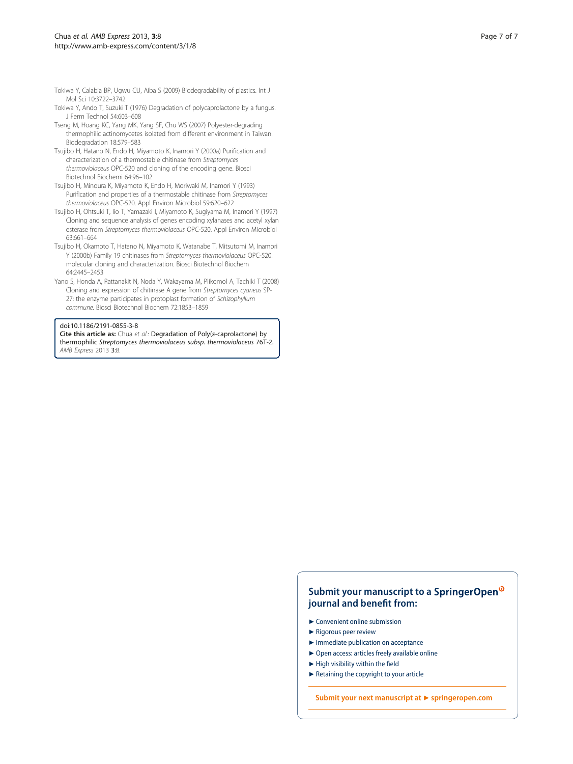Tokiwa Y, Calabia BP, Ugwu CU, Aiba S (2009) Biodegradability of plastics. Int J Mol Sci 10:3722–3742

Tokiwa Y, Ando T, Suzuki T (1976) Degradation of polycaprolactone by a fungus. J Ferm Technol 54:603–608

Tseng M, Hoang KC, Yang MK, Yang SF, Chu WS (2007) Polyester-degrading thermophilic actinomycetes isolated from different environment in Taiwan. Biodegradation 18:579–583

Tsujibo H, Hatano N, Endo H, Miyamoto K, Inamori Y (2000a) Purification and characterization of a thermostable chitinase from *Streptomyces thermoviolaceus* OPC-520 and cloning of the encoding gene. Biosci Biotechnol Biochemi 64:96–102

Tsujibo H, Minoura K, Miyamoto K, Endo H, Moriwaki M, Inamori Y (1993) Purification and properties of a thermostable chitinase from *Streptomyces thermoviolaceus* OPC-520. Appl Environ Microbiol 59:620–622

Tsujibo H, Ohtsuki T, Iio T, Yamazaki I, Miyamoto K, Sugiyama M, Inamori Y (1997) Cloning and sequence analysis of genes encoding xylanases and acetyl xylan esterase from *Streptomyces thermoviolaceus* OPC-520. Appl Environ Microbiol 63:661–664

Tsujibo H, Okamoto T, Hatano N, Miyamoto K, Watanabe T, Mitsutomi M, Inamori Y (2000b) Family 19 chitinases from *Streptomyces thermoviolaceus* OPC-520: molecular cloning and characterization. Biosci Biotechnol Biochem 64:2445–2453

Yano S, Honda A, Rattanakit N, Noda Y, Wakayama M, Plikomol A, Tachiki T (2008) Cloning and expression of chitinase A gene from *Streptomyces cyaneus* SP-27: the enzyme participates in protoplast formation of *Schizophyllum commune*. Biosci Biotechnol Biochem 72:1853–1859

doi:10.1186/2191-0855-3-8

**Cite this article as:** Chua *et al.*: Degradation of Poly(ε-caprolactone) by thermophilic *Streptomyces thermoviolaceus subsp. thermoviolaceus* 76T-2. *AMB Express* 2013 **3**:8.

**Submit your manuscript to a SpringerOpen journal and benefit from:**

- ► Convenient online submission
- ► Rigorous peer review
- ► Immediate publication on acceptance
- ► Open access: articles freely available online
- ► High visibility within the field
- ► Retaining the copyright to your article

**Submit your next manuscript at ► springeropen.com**